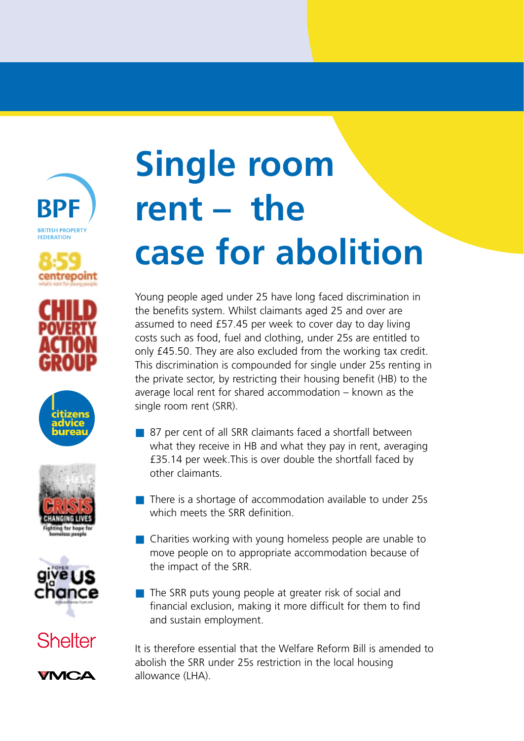# Single room rent – the case for abolition

Young people aged under 25 have long faced discrimination in the benefits system. Whilst claimants aged 25 and over are assumed to need £57.45 per week to cover day to day living costs such as food, fuel and clothing, under 25s are entitled to only £45.50. They are also excluded from the working tax credit. This discrimination is compounded for single under 25s renting in the private sector, by restricting their housing benefit (HB) to the average local rent for shared accommodation – known as the single room rent (SRR).

- 87 per cent of all SRR claimants faced a shortfall between what they receive in HB and what they pay in rent, averaging £35.14 per week.This is over double the shortfall faced by other claimants.
- There is a shortage of accommodation available to under 25s which meets the SRR definition.
- Charities working with young homeless people are unable to move people on to appropriate accommodation because of the impact of the SRR.
- The SRR puts young people at greater risk of social and financial exclusion, making it more difficult for them to find and sustain employment.

It is therefore essential that the Welfare Reform Bill is amended to abolish the SRR under 25s restriction in the local housing allowance (LHA).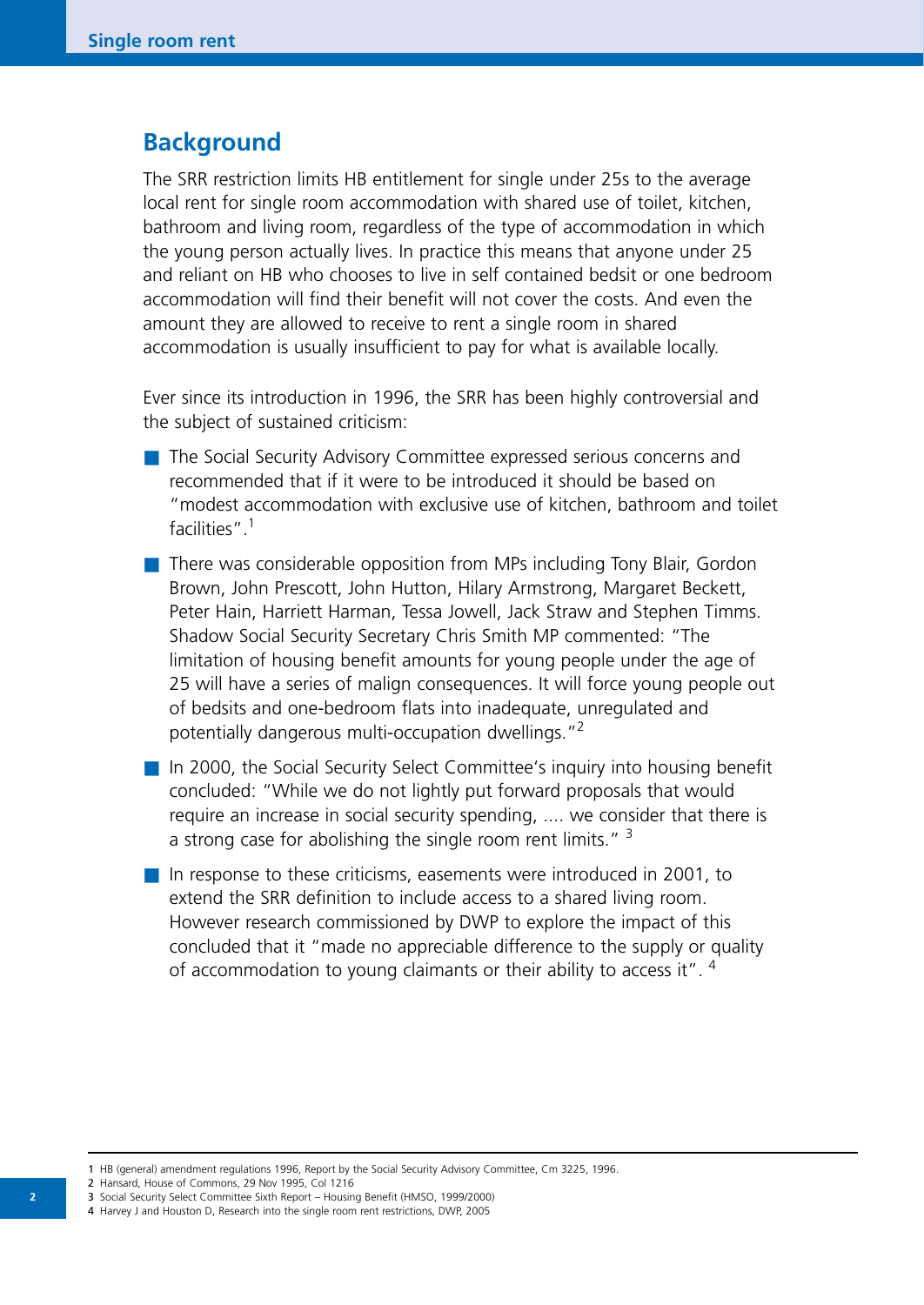## Background

The SRR restriction limits HB entitlement for single under 25s to the average local rent for single room accommodation with shared use of toilet, kitchen, bathroom and living room, regardless of the type of accommodation in which the young person actually lives. In practice this means that anyone under 25 and reliant on HB who chooses to live in self contained bedsit or one bedroom accommodation will find their benefit will not cover the costs. And even the amount they are allowed to receive to rent a single room in shared accommodation is usually insufficient to pay for what is available locally.

Ever since its introduction in 1996, the SRR has been highly controversial and the subject of sustained criticism:

- The Social Security Advisory Committee expressed serious concerns and recommended that if it were to be introduced it should be based on "modest accommodation with exclusive use of kitchen, bathroom and toilet facilities".[1]
- There was considerable opposition from MPs including Tony Blair, Gordon Brown, John Prescott, John Hutton, Hilary Armstrong, Margaret Beckett, Peter Hain, Harriett Harman, Tessa Jowell, Jack Straw and Stephen Timms. Shadow Social Security Secretary Chris Smith MP commented: "The limitation of housing benefit amounts for young people under the age of 25 will have a series of malign consequences. It will force young people out of bedsits and one-bedroom flats into inadequate, unregulated and potentially dangerous multi-occupation dwellings."[2]
- In 2000, the Social Security Select Committee's inquiry into housing benefit concluded: "While we do not lightly put forward proposals that would require an increase in social security spending, .... we consider that there is a strong case for abolishing the single room rent limits." [3]
- In response to these criticisms, easements were introduced in 2001, to extend the SRR definition to include access to a shared living room. However research commissioned by DWP to explore the impact of this concluded that it "made no appreciable difference to the supply or quality of accommodation to young claimants or their ability to access it". [4]

---

1 HB (general) amendment regulations 1996, Report by the Social Security Advisory Committee, Cm 3225, 1996.
2 Hansard, House of Commons, 29 Nov 1995, Col 1216
3 Social Security Select Committee Sixth Report – Housing Benefit (HMSO, 1999/2000)
4 Harvey J and Houston D, Research into the single room rent restrictions, DWP, 2005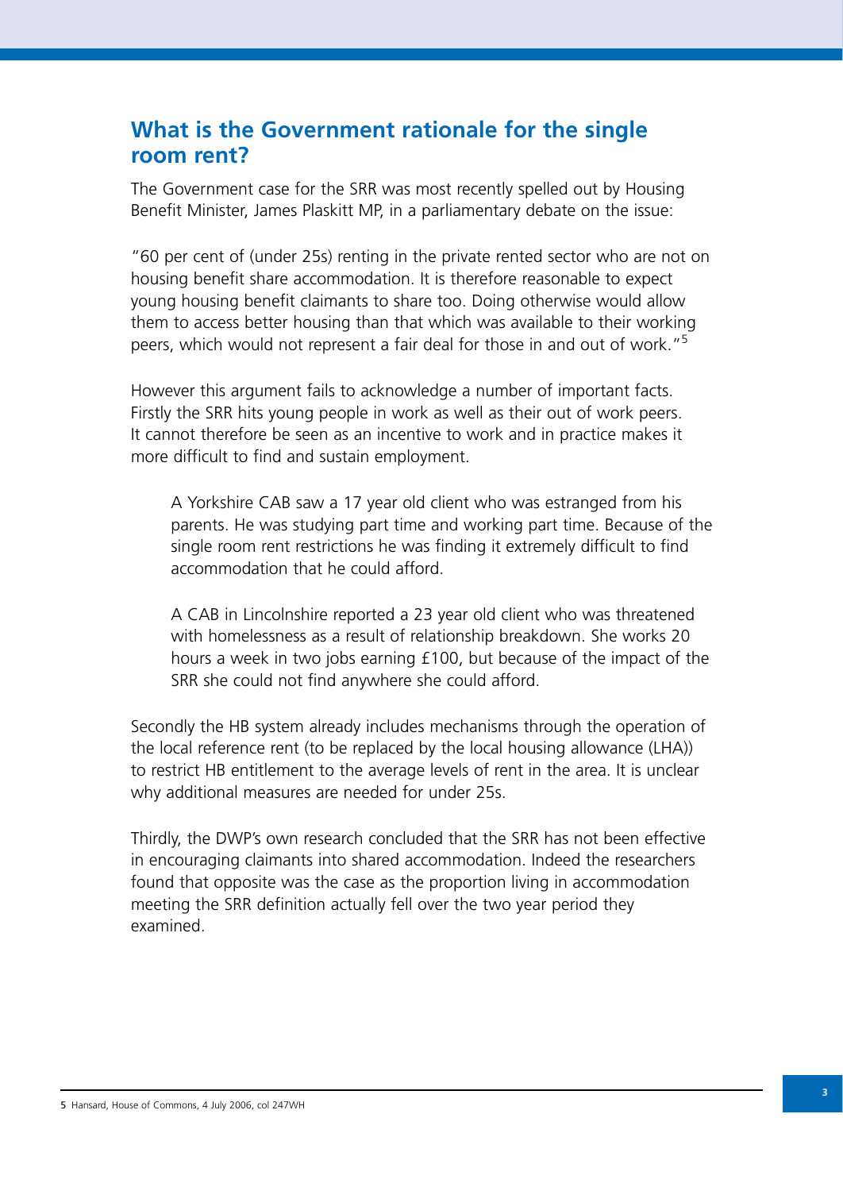## What is the Government rationale for the single room rent?

The Government case for the SRR was most recently spelled out by Housing Benefit Minister, James Plaskitt MP, in a parliamentary debate on the issue:

"60 per cent of (under 25s) renting in the private rented sector who are not on housing benefit share accommodation. It is therefore reasonable to expect young housing benefit claimants to share too. Doing otherwise would allow them to access better housing than that which was available to their working peers, which would not represent a fair deal for those in and out of work."[5]

However this argument fails to acknowledge a number of important facts. Firstly the SRR hits young people in work as well as their out of work peers. It cannot therefore be seen as an incentive to work and in practice makes it more difficult to find and sustain employment.

> A Yorkshire CAB saw a 17 year old client who was estranged from his parents. He was studying part time and working part time. Because of the single room rent restrictions he was finding it extremely difficult to find accommodation that he could afford.

> A CAB in Lincolnshire reported a 23 year old client who was threatened with homelessness as a result of relationship breakdown. She works 20 hours a week in two jobs earning £100, but because of the impact of the SRR she could not find anywhere she could afford.

Secondly the HB system already includes mechanisms through the operation of the local reference rent (to be replaced by the local housing allowance (LHA)) to restrict HB entitlement to the average levels of rent in the area. It is unclear why additional measures are needed for under 25s.

Thirdly, the DWP's own research concluded that the SRR has not been effective in encouraging claimants into shared accommodation. Indeed the researchers found that opposite was the case as the proportion living in accommodation meeting the SRR definition actually fell over the two year period they examined.

---

5 Hansard, House of Commons, 4 July 2006, col 247WH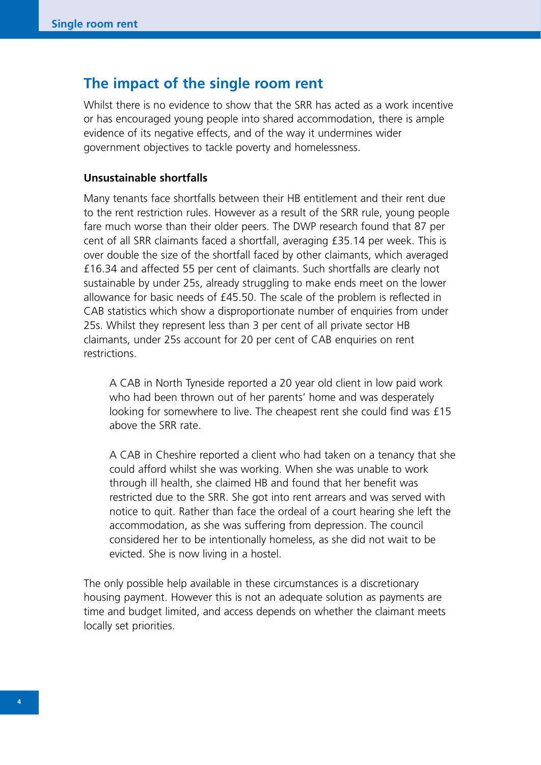## The impact of the single room rent

Whilst there is no evidence to show that the SRR has acted as a work incentive or has encouraged young people into shared accommodation, there is ample evidence of its negative effects, and of the way it undermines wider government objectives to tackle poverty and homelessness.

### Unsustainable shortfalls

Many tenants face shortfalls between their HB entitlement and their rent due to the rent restriction rules. However as a result of the SRR rule, young people fare much worse than their older peers. The DWP research found that 87 per cent of all SRR claimants faced a shortfall, averaging £35.14 per week. This is over double the size of the shortfall faced by other claimants, which averaged £16.34 and affected 55 per cent of claimants. Such shortfalls are clearly not sustainable by under 25s, already struggling to make ends meet on the lower allowance for basic needs of £45.50. The scale of the problem is reflected in CAB statistics which show a disproportionate number of enquiries from under 25s. Whilst they represent less than 3 per cent of all private sector HB claimants, under 25s account for 20 per cent of CAB enquiries on rent restrictions.

> A CAB in North Tyneside reported a 20 year old client in low paid work who had been thrown out of her parents' home and was desperately looking for somewhere to live. The cheapest rent she could find was £15 above the SRR rate.

> A CAB in Cheshire reported a client who had taken on a tenancy that she could afford whilst she was working. When she was unable to work through ill health, she claimed HB and found that her benefit was restricted due to the SRR. She got into rent arrears and was served with notice to quit. Rather than face the ordeal of a court hearing she left the accommodation, as she was suffering from depression. The council considered her to be intentionally homeless, as she did not wait to be evicted. She is now living in a hostel.

The only possible help available in these circumstances is a discretionary housing payment. However this is not an adequate solution as payments are time and budget limited, and access depends on whether the claimant meets locally set priorities.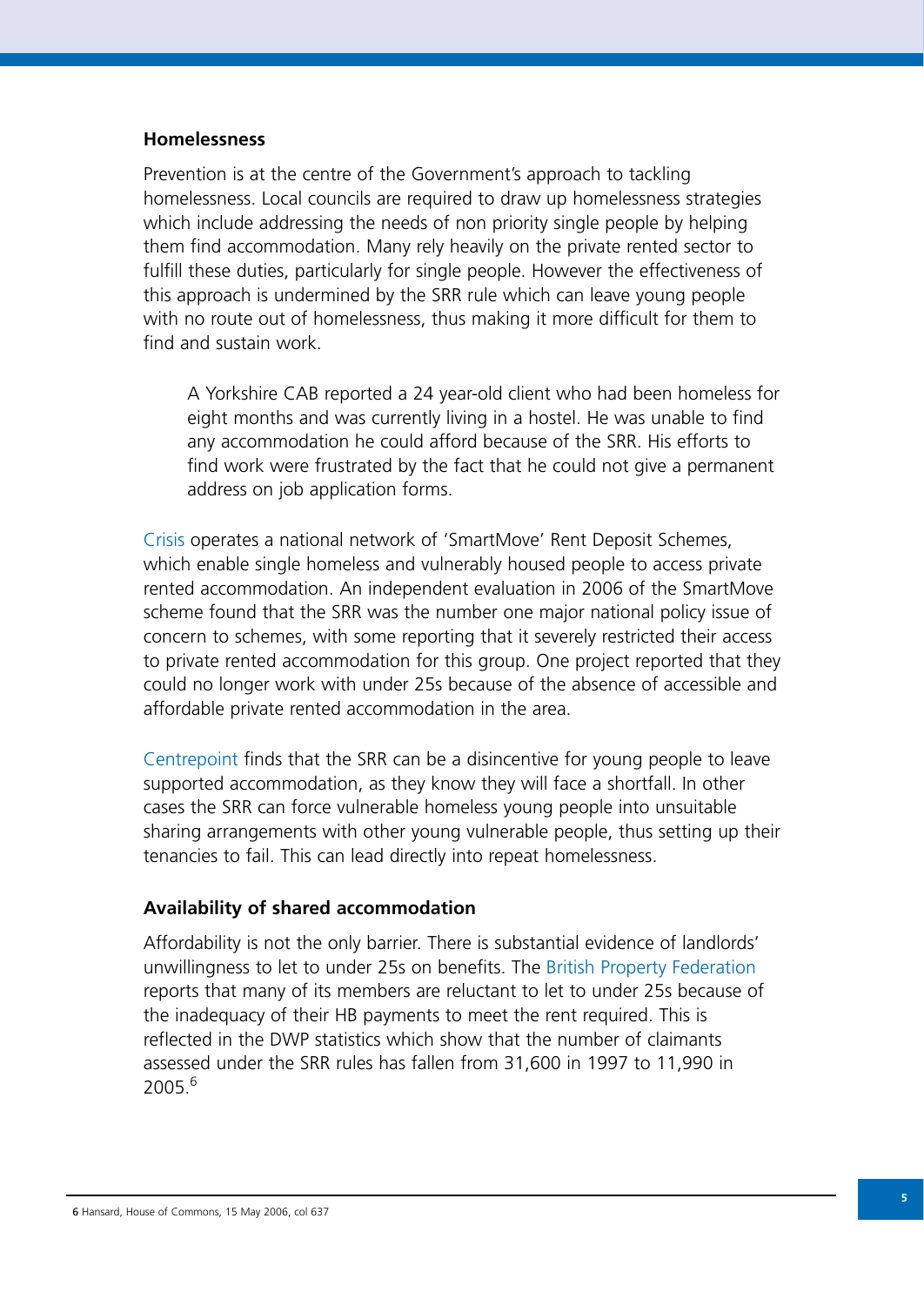### Homelessness

Prevention is at the centre of the Government's approach to tackling homelessness. Local councils are required to draw up homelessness strategies which include addressing the needs of non priority single people by helping them find accommodation. Many rely heavily on the private rented sector to fulfill these duties, particularly for single people. However the effectiveness of this approach is undermined by the SRR rule which can leave young people with no route out of homelessness, thus making it more difficult for them to find and sustain work.

> A Yorkshire CAB reported a 24 year-old client who had been homeless for eight months and was currently living in a hostel. He was unable to find any accommodation he could afford because of the SRR. His efforts to find work were frustrated by the fact that he could not give a permanent address on job application forms.

Crisis operates a national network of 'SmartMove' Rent Deposit Schemes, which enable single homeless and vulnerably housed people to access private rented accommodation. An independent evaluation in 2006 of the SmartMove scheme found that the SRR was the number one major national policy issue of concern to schemes, with some reporting that it severely restricted their access to private rented accommodation for this group. One project reported that they could no longer work with under 25s because of the absence of accessible and affordable private rented accommodation in the area.

Centrepoint finds that the SRR can be a disincentive for young people to leave supported accommodation, as they know they will face a shortfall. In other cases the SRR can force vulnerable homeless young people into unsuitable sharing arrangements with other young vulnerable people, thus setting up their tenancies to fail. This can lead directly into repeat homelessness.

### Availability of shared accommodation

Affordability is not the only barrier. There is substantial evidence of landlords' unwillingness to let to under 25s on benefits. The British Property Federation reports that many of its members are reluctant to let to under 25s because of the inadequacy of their HB payments to meet the rent required. This is reflected in the DWP statistics which show that the number of claimants assessed under the SRR rules has fallen from 31,600 in 1997 to 11,990 in 2005.[6]

---

6 Hansard, House of Commons, 15 May 2006, col 637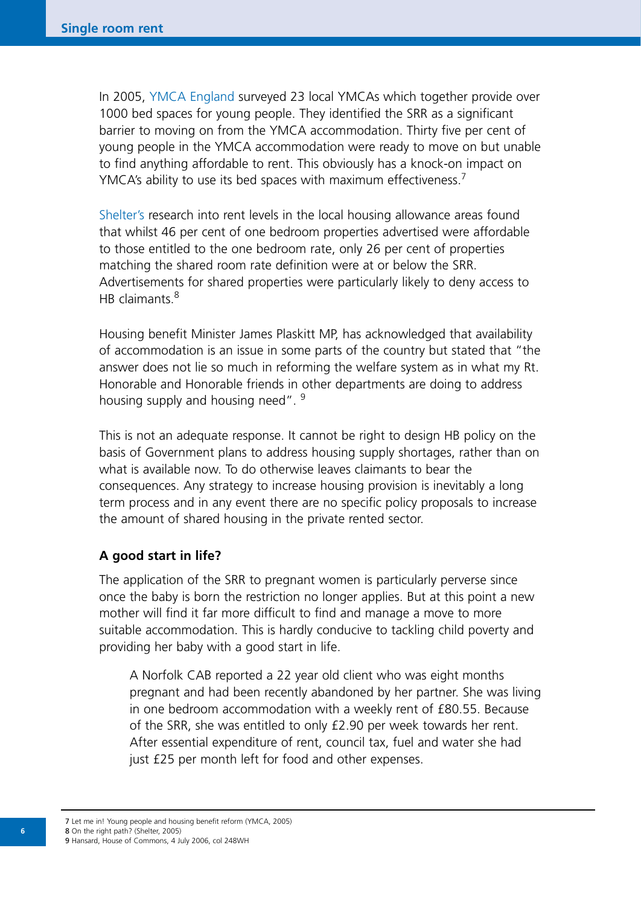In 2005, YMCA England surveyed 23 local YMCAs which together provide over 1000 bed spaces for young people. They identified the SRR as a significant barrier to moving on from the YMCA accommodation. Thirty five per cent of young people in the YMCA accommodation were ready to move on but unable to find anything affordable to rent. This obviously has a knock-on impact on YMCA's ability to use its bed spaces with maximum effectiveness.[7]

Shelter's research into rent levels in the local housing allowance areas found that whilst 46 per cent of one bedroom properties advertised were affordable to those entitled to the one bedroom rate, only 26 per cent of properties matching the shared room rate definition were at or below the SRR. Advertisements for shared properties were particularly likely to deny access to HB claimants.[8]

Housing benefit Minister James Plaskitt MP, has acknowledged that availability of accommodation is an issue in some parts of the country but stated that "the answer does not lie so much in reforming the welfare system as in what my Rt. Honorable and Honorable friends in other departments are doing to address housing supply and housing need". [9]

This is not an adequate response. It cannot be right to design HB policy on the basis of Government plans to address housing supply shortages, rather than on what is available now. To do otherwise leaves claimants to bear the consequences. Any strategy to increase housing provision is inevitably a long term process and in any event there are no specific policy proposals to increase the amount of shared housing in the private rented sector.

### A good start in life?

The application of the SRR to pregnant women is particularly perverse since once the baby is born the restriction no longer applies. But at this point a new mother will find it far more difficult to find and manage a move to more suitable accommodation. This is hardly conducive to tackling child poverty and providing her baby with a good start in life.

> A Norfolk CAB reported a 22 year old client who was eight months pregnant and had been recently abandoned by her partner. She was living in one bedroom accommodation with a weekly rent of £80.55. Because of the SRR, she was entitled to only £2.90 per week towards her rent. After essential expenditure of rent, council tax, fuel and water she had just £25 per month left for food and other expenses.

---

7 Let me in! Young people and housing benefit reform (YMCA, 2005)
8 On the right path? (Shelter, 2005)
9 Hansard, House of Commons, 4 July 2006, col 248WH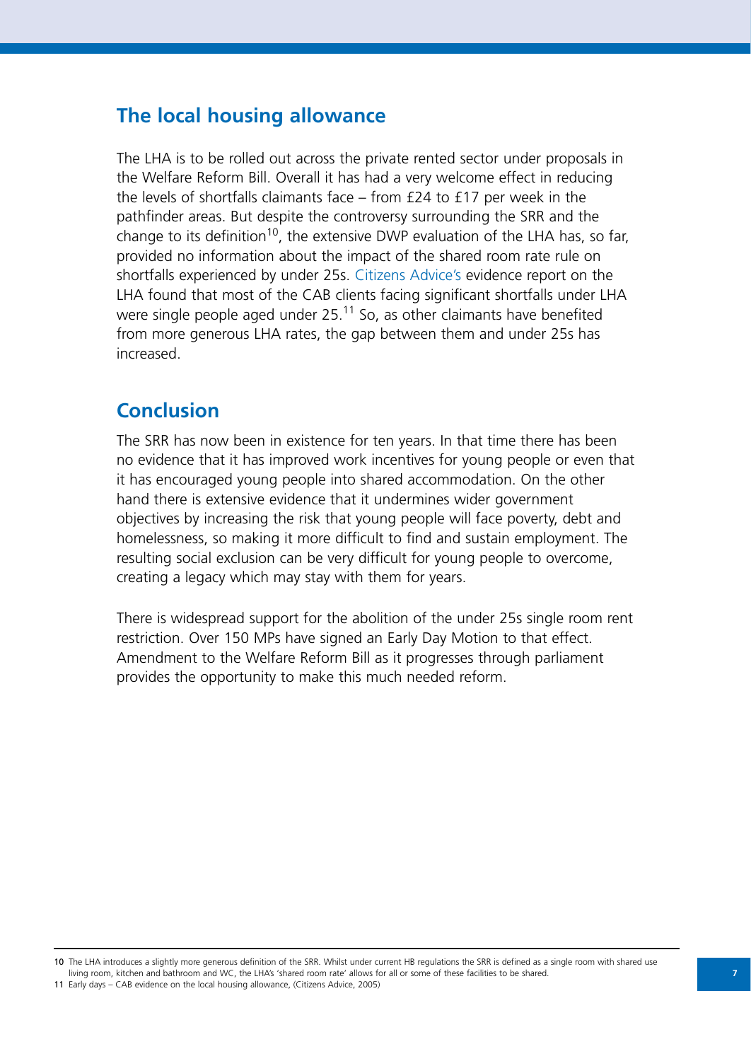## The local housing allowance

The LHA is to be rolled out across the private rented sector under proposals in the Welfare Reform Bill. Overall it has had a very welcome effect in reducing the levels of shortfalls claimants face – from £24 to £17 per week in the pathfinder areas. But despite the controversy surrounding the SRR and the change to its definition[10], the extensive DWP evaluation of the LHA has, so far, provided no information about the impact of the shared room rate rule on shortfalls experienced by under 25s. Citizens Advice's evidence report on the LHA found that most of the CAB clients facing significant shortfalls under LHA were single people aged under 25.[11] So, as other claimants have benefited from more generous LHA rates, the gap between them and under 25s has increased.

## Conclusion

The SRR has now been in existence for ten years. In that time there has been no evidence that it has improved work incentives for young people or even that it has encouraged young people into shared accommodation. On the other hand there is extensive evidence that it undermines wider government objectives by increasing the risk that young people will face poverty, debt and homelessness, so making it more difficult to find and sustain employment. The resulting social exclusion can be very difficult for young people to overcome, creating a legacy which may stay with them for years.

There is widespread support for the abolition of the under 25s single room rent restriction. Over 150 MPs have signed an Early Day Motion to that effect. Amendment to the Welfare Reform Bill as it progresses through parliament provides the opportunity to make this much needed reform.

---

10 The LHA introduces a slightly more generous definition of the SRR. Whilst under current HB regulations the SRR is defined as a single room with shared use living room, kitchen and bathroom and WC, the LHA's 'shared room rate' allows for all or some of these facilities to be shared.

11 Early days – CAB evidence on the local housing allowance, (Citizens Advice, 2005)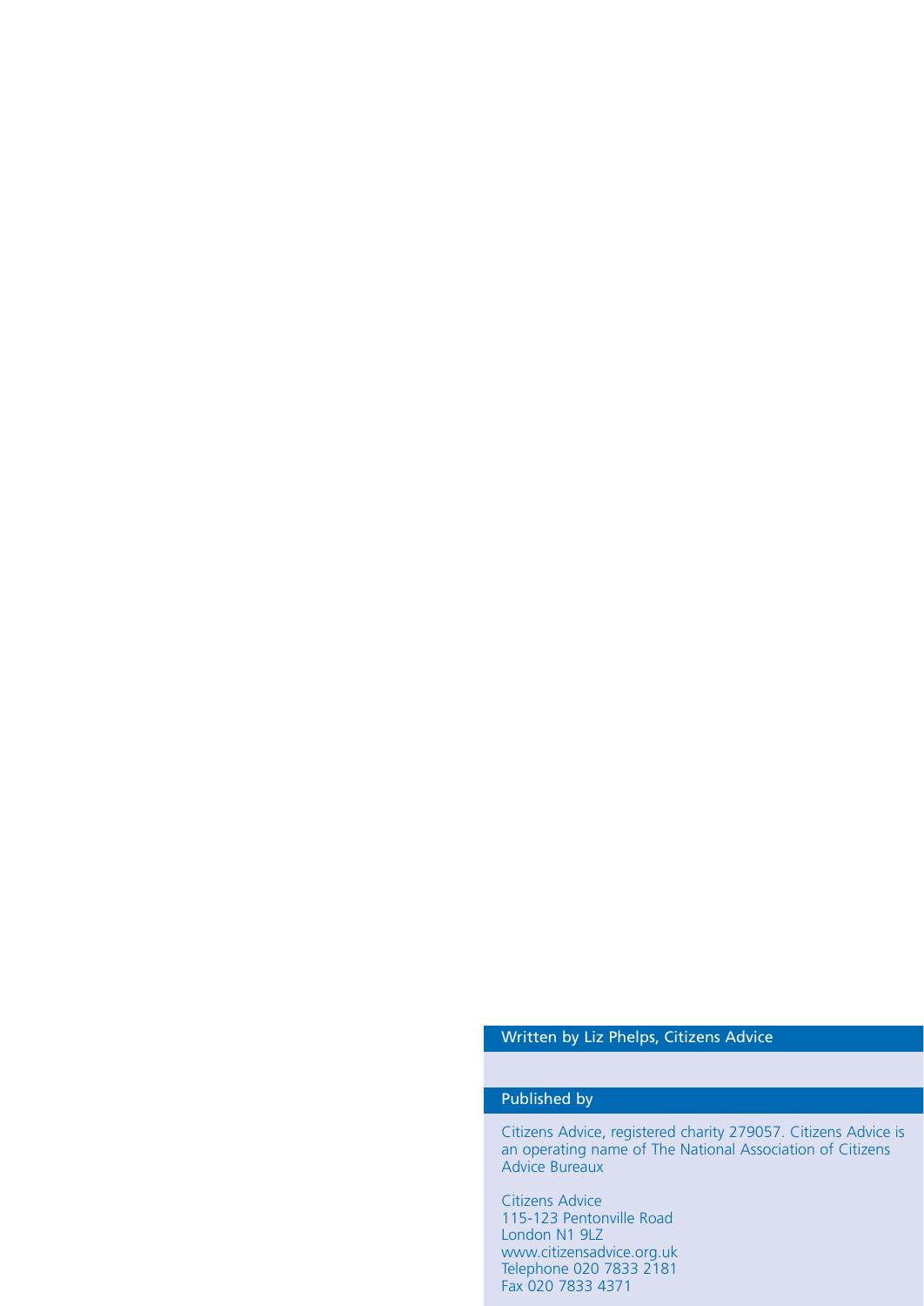Written by Liz Phelps, Citizens Advice

Published by

Citizens Advice, registered charity 279057. Citizens Advice is an operating name of The National Association of Citizens Advice Bureaux

Citizens Advice
115-123 Pentonville Road
London N1 9LZ
www.citizensadvice.org.uk
Telephone 020 7833 2181
Fax 020 7833 4371